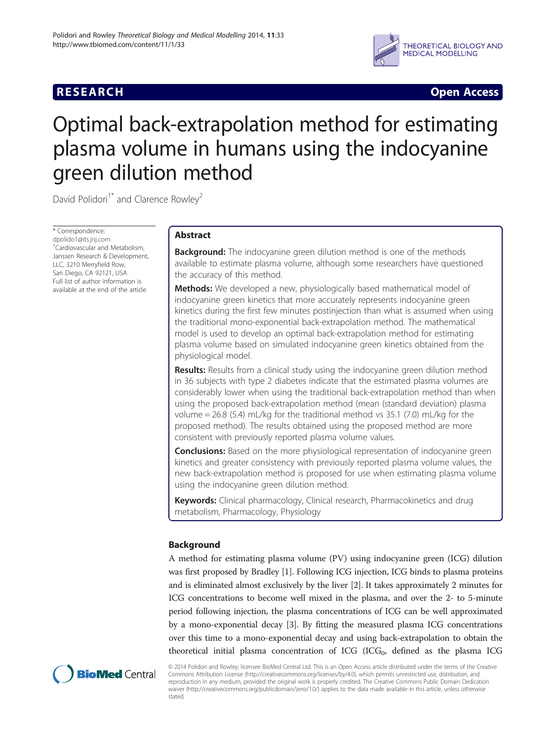RESEARCH Open Access

# Optimal back-extrapolation method for estimating plasma volume in humans using the indocyanine green dilution method

David Polidori[1*] and Clarence Rowley[2]

* Correspondence: dpolido1@its.jnj.com
[1]Cardiovascular and Metabolism, Janssen Research & Development, LLC, 3210 Merryfield Row, San Diego, CA 92121, USA
Full list of author information is available at the end of the article

## Abstract

**Background:** The indocyanine green dilution method is one of the methods available to estimate plasma volume, although some researchers have questioned the accuracy of this method.

**Methods:** We developed a new, physiologically based mathematical model of indocyanine green kinetics that more accurately represents indocyanine green kinetics during the first few minutes postinjection than what is assumed when using the traditional mono-exponential back-extrapolation method. The mathematical model is used to develop an optimal back-extrapolation method for estimating plasma volume based on simulated indocyanine green kinetics obtained from the physiological model.

**Results:** Results from a clinical study using the indocyanine green dilution method in 36 subjects with type 2 diabetes indicate that the estimated plasma volumes are considerably lower when using the traditional back-extrapolation method than when using the proposed back-extrapolation method (mean (standard deviation) plasma volume = 26.8 (5.4) mL/kg for the traditional method vs 35.1 (7.0) mL/kg for the proposed method). The results obtained using the proposed method are more consistent with previously reported plasma volume values.

**Conclusions:** Based on the more physiological representation of indocyanine green kinetics and greater consistency with previously reported plasma volume values, the new back-extrapolation method is proposed for use when estimating plasma volume using the indocyanine green dilution method.

**Keywords:** Clinical pharmacology, Clinical research, Pharmacokinetics and drug metabolism, Pharmacology, Physiology

## Background

A method for estimating plasma volume (PV) using indocyanine green (ICG) dilution was first proposed by Bradley [1]. Following ICG injection, ICG binds to plasma proteins and is eliminated almost exclusively by the liver [2]. It takes approximately 2 minutes for ICG concentrations to become well mixed in the plasma, and over the 2- to 5-minute period following injection, the plasma concentrations of ICG can be well approximated by a mono-exponential decay [3]. By fitting the measured plasma ICG concentrations over this time to a mono-exponential decay and using back-extrapolation to obtain the theoretical initial plasma concentration of ICG ($ICG_0$, defined as the plasma ICG

© 2014 Polidori and Rowley; licensee BioMed Central Ltd. This is an Open Access article distributed under the terms of the Creative Commons Attribution License (http://creativecommons.org/licenses/by/4.0), which permits unrestricted use, distribution, and reproduction in any medium, provided the original work is properly credited. The Creative Commons Public Domain Dedication waiver (http://creativecommons.org/publicdomain/zero/1.0/) applies to the data made available in this article, unless otherwise stated.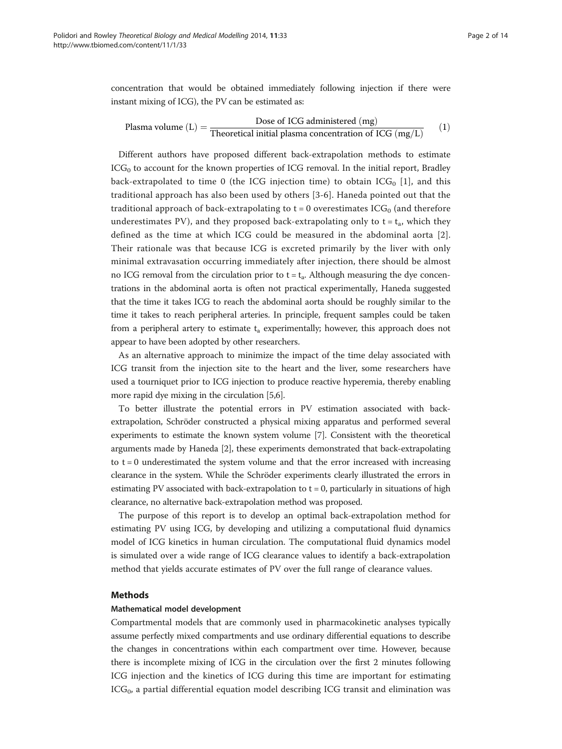concentration that would be obtained immediately following injection if there were instant mixing of ICG), the PV can be estimated as:

$$\text{Plasma volume (L)} = \frac{\text{Dose of ICG administered (mg)}}{\text{Theoretical initial plasma concentration of ICG (mg/L)}} \tag{1}$$

Different authors have proposed different back-extrapolation methods to estimate $ICG_0$ to account for the known properties of ICG removal. In the initial report, Bradley back-extrapolated to time 0 (the ICG injection time) to obtain $ICG_0$ [1], and this traditional approach has also been used by others [3-6]. Haneda pointed out that the traditional approach of back-extrapolating to t = 0 overestimates $ICG_0$ (and therefore underestimates PV), and they proposed back-extrapolating only to $t = t_a$, which they defined as the time at which ICG could be measured in the abdominal aorta [2]. Their rationale was that because ICG is excreted primarily by the liver with only minimal extravasation occurring immediately after injection, there should be almost no ICG removal from the circulation prior to $t = t_a$. Although measuring the dye concentrations in the abdominal aorta is often not practical experimentally, Haneda suggested that the time it takes ICG to reach the abdominal aorta should be roughly similar to the time it takes to reach peripheral arteries. In principle, frequent samples could be taken from a peripheral artery to estimate $t_a$ experimentally; however, this approach does not appear to have been adopted by other researchers.

As an alternative approach to minimize the impact of the time delay associated with ICG transit from the injection site to the heart and the liver, some researchers have used a tourniquet prior to ICG injection to produce reactive hyperemia, thereby enabling more rapid dye mixing in the circulation [5,6].

To better illustrate the potential errors in PV estimation associated with back-extrapolation, Schröder constructed a physical mixing apparatus and performed several experiments to estimate the known system volume [7]. Consistent with the theoretical arguments made by Haneda [2], these experiments demonstrated that back-extrapolating to t = 0 underestimated the system volume and that the error increased with increasing clearance in the system. While the Schröder experiments clearly illustrated the errors in estimating PV associated with back-extrapolation to t = 0, particularly in situations of high clearance, no alternative back-extrapolation method was proposed.

The purpose of this report is to develop an optimal back-extrapolation method for estimating PV using ICG, by developing and utilizing a computational fluid dynamics model of ICG kinetics in human circulation. The computational fluid dynamics model is simulated over a wide range of ICG clearance values to identify a back-extrapolation method that yields accurate estimates of PV over the full range of clearance values.

## Methods

### Mathematical model development

Compartmental models that are commonly used in pharmacokinetic analyses typically assume perfectly mixed compartments and use ordinary differential equations to describe the changes in concentrations within each compartment over time. However, because there is incomplete mixing of ICG in the circulation over the first 2 minutes following ICG injection and the kinetics of ICG during this time are important for estimating $ICG_0$, a partial differential equation model describing ICG transit and elimination was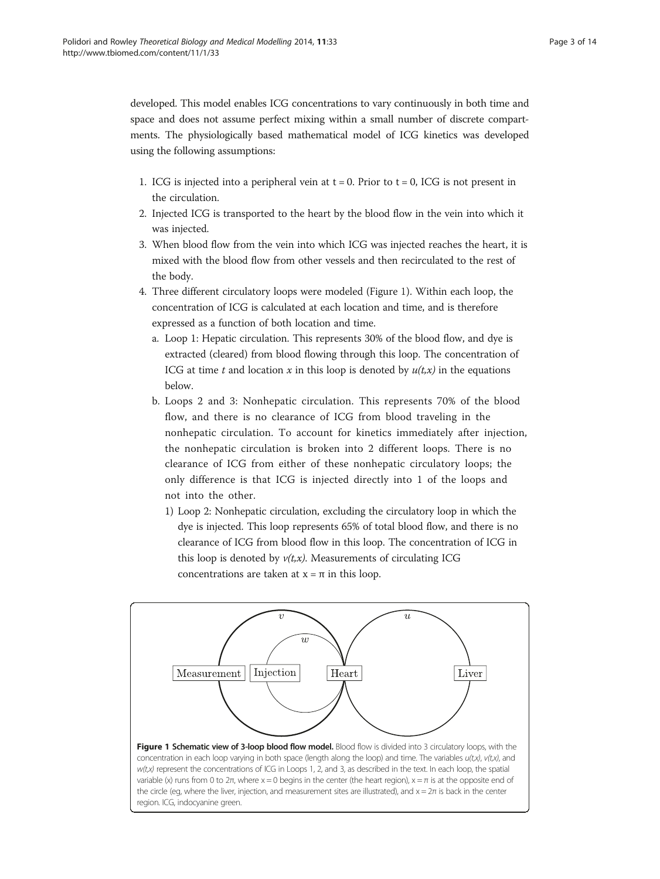developed. This model enables ICG concentrations to vary continuously in both time and space and does not assume perfect mixing within a small number of discrete compartments. The physiologically based mathematical model of ICG kinetics was developed using the following assumptions:

1. ICG is injected into a peripheral vein at $t = 0$. Prior to $t = 0$, ICG is not present in the circulation.
2. Injected ICG is transported to the heart by the blood flow in the vein into which it was injected.
3. When blood flow from the vein into which ICG was injected reaches the heart, it is mixed with the blood flow from other vessels and then recirculated to the rest of the body.
4. Three different circulatory loops were modeled (Figure 1). Within each loop, the concentration of ICG is calculated at each location and time, and is therefore expressed as a function of both location and time.
   a. Loop 1: Hepatic circulation. This represents 30% of the blood flow, and dye is extracted (cleared) from blood flowing through this loop. The concentration of ICG at time $t$ and location $x$ in this loop is denoted by $u(t,x)$ in the equations below.
   b. Loops 2 and 3: Nonhepatic circulation. This represents 70% of the blood flow, and there is no clearance of ICG from blood traveling in the nonhepatic circulation. To account for kinetics immediately after injection, the nonhepatic circulation is broken into 2 different loops. There is no clearance of ICG from either of these nonhepatic circulatory loops; the only difference is that ICG is injected directly into 1 of the loops and not into the other.
      1) Loop 2: Nonhepatic circulation, excluding the circulatory loop in which the dye is injected. This loop represents 65% of total blood flow, and there is no clearance of ICG from blood flow in this loop. The concentration of ICG in this loop is denoted by $v(t,x)$. Measurements of circulating ICG concentrations are taken at $x = \pi$ in this loop.

**Figure 1 Schematic view of 3-loop blood flow model.** Blood flow is divided into 3 circulatory loops, with the concentration in each loop varying in both space (length along the loop) and time. The variables $u(t,x)$, $v(t,x)$, and $w(t,x)$ represent the concentrations of ICG in Loops 1, 2, and 3, as described in the text. In each loop, the spatial variable ($x$) runs from 0 to $2\pi$, where $x = 0$ begins in the center (the heart region), $x = \pi$ is at the opposite end of the circle (eg, where the liver, injection, and measurement sites are illustrated), and $x = 2\pi$ is back in the center region. ICG, indocyanine green.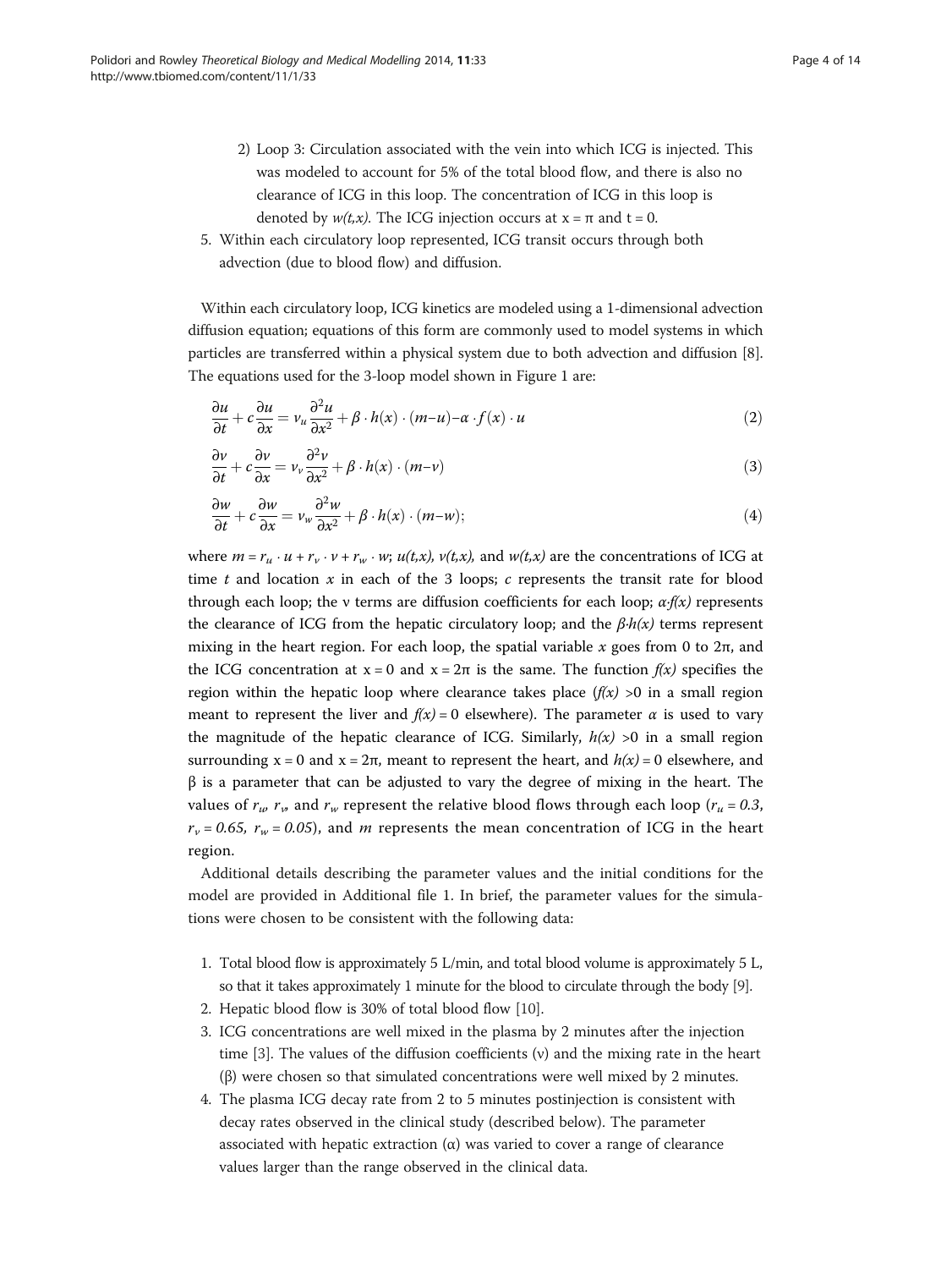2) Loop 3: Circulation associated with the vein into which ICG is injected. This was modeled to account for 5% of the total blood flow, and there is also no clearance of ICG in this loop. The concentration of ICG in this loop is denoted by $w(t,x)$. The ICG injection occurs at $x = \pi$ and $t = 0$.

5. Within each circulatory loop represented, ICG transit occurs through both advection (due to blood flow) and diffusion.

Within each circulatory loop, ICG kinetics are modeled using a 1-dimensional advection diffusion equation; equations of this form are commonly used to model systems in which particles are transferred within a physical system due to both advection and diffusion [8]. The equations used for the 3-loop model shown in Figure 1 are:

$$\frac{\partial u}{\partial t} + c\frac{\partial u}{\partial x} = \nu_u \frac{\partial^2 u}{\partial x^2} + \beta \cdot h(x) \cdot (m - u) - \alpha \cdot f(x) \cdot u \quad (2)$$

$$\frac{\partial v}{\partial t} + c\frac{\partial v}{\partial x} = \nu_v \frac{\partial^2 v}{\partial x^2} + \beta \cdot h(x) \cdot (m - v) \quad (3)$$

$$\frac{\partial w}{\partial t} + c\frac{\partial w}{\partial x} = \nu_w \frac{\partial^2 w}{\partial x^2} + \beta \cdot h(x) \cdot (m - w); \quad (4)$$

where $m = r_u \cdot u + r_v \cdot v + r_w \cdot w$; $u(t,x)$, $v(t,x)$, and $w(t,x)$ are the concentrations of ICG at time $t$ and location $x$ in each of the 3 loops; $c$ represents the transit rate for blood through each loop; the ν terms are diffusion coefficients for each loop; $\alpha \cdot f(x)$ represents the clearance of ICG from the hepatic circulatory loop; and the $\beta \cdot h(x)$ terms represent mixing in the heart region. For each loop, the spatial variable $x$ goes from 0 to 2π, and the ICG concentration at $x = 0$ and $x = 2\pi$ is the same. The function $f(x)$ specifies the region within the hepatic loop where clearance takes place ($f(x) > 0$ in a small region meant to represent the liver and $f(x) = 0$ elsewhere). The parameter $\alpha$ is used to vary the magnitude of the hepatic clearance of ICG. Similarly, $h(x) > 0$ in a small region surrounding $x = 0$ and $x = 2\pi$, meant to represent the heart, and $h(x) = 0$ elsewhere, and β is a parameter that can be adjusted to vary the degree of mixing in the heart. The values of $r_u$, $r_v$, and $r_w$ represent the relative blood flows through each loop ($r_u = 0.3$, $r_v = 0.65$, $r_w = 0.05$), and $m$ represents the mean concentration of ICG in the heart region.

Additional details describing the parameter values and the initial conditions for the model are provided in Additional file 1. In brief, the parameter values for the simulations were chosen to be consistent with the following data:

1. Total blood flow is approximately 5 L/min, and total blood volume is approximately 5 L, so that it takes approximately 1 minute for the blood to circulate through the body [9].
2. Hepatic blood flow is 30% of total blood flow [10].
3. ICG concentrations are well mixed in the plasma by 2 minutes after the injection time [3]. The values of the diffusion coefficients (ν) and the mixing rate in the heart (β) were chosen so that simulated concentrations were well mixed by 2 minutes.
4. The plasma ICG decay rate from 2 to 5 minutes postinjection is consistent with decay rates observed in the clinical study (described below). The parameter associated with hepatic extraction (α) was varied to cover a range of clearance values larger than the range observed in the clinical data.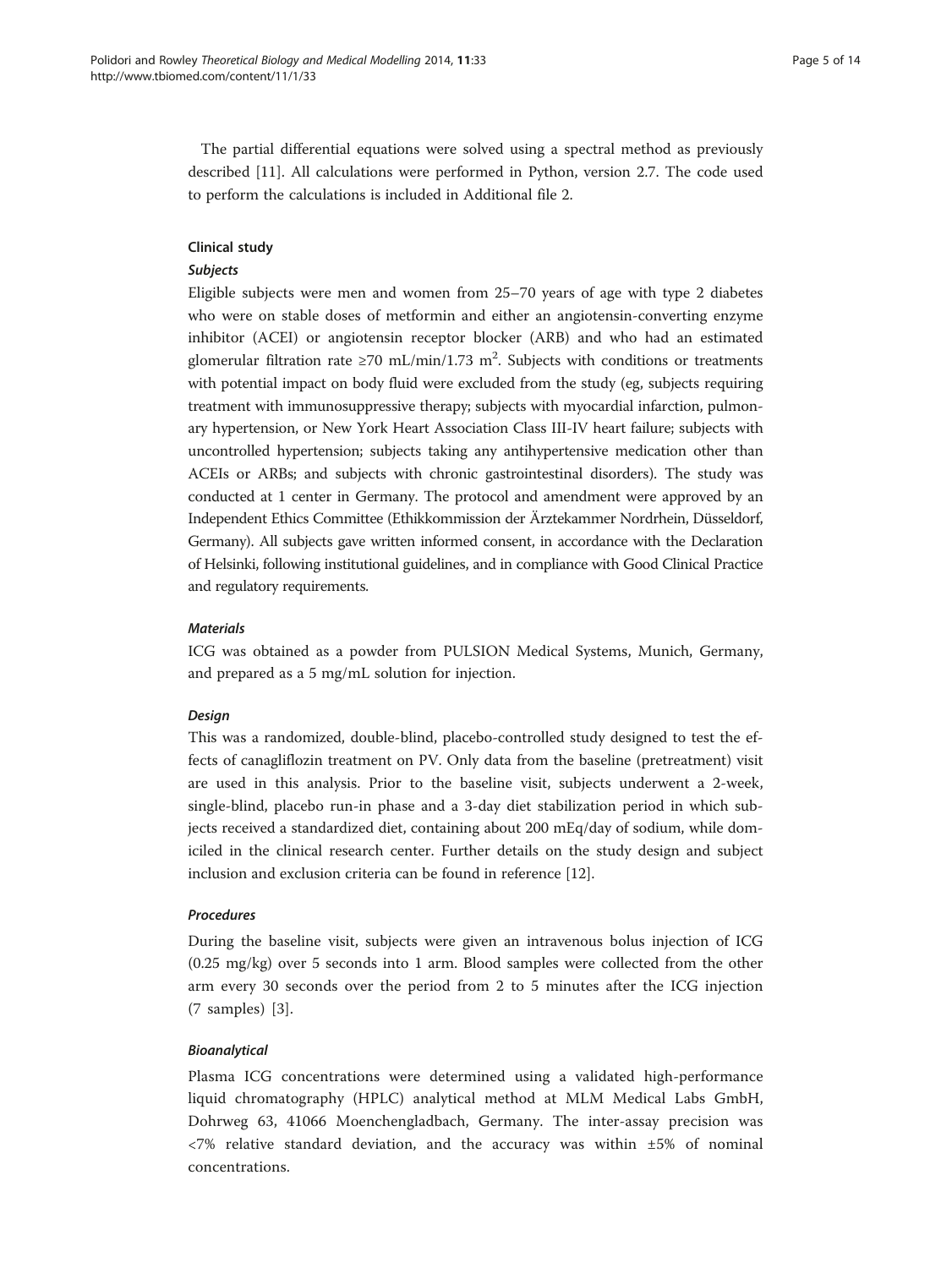The partial differential equations were solved using a spectral method as previously described [11]. All calculations were performed in Python, version 2.7. The code used to perform the calculations is included in Additional file 2.

## Clinical study

### *Subjects*

Eligible subjects were men and women from 25–70 years of age with type 2 diabetes who were on stable doses of metformin and either an angiotensin-converting enzyme inhibitor (ACEI) or angiotensin receptor blocker (ARB) and who had an estimated glomerular filtration rate ≥70 mL/min/1.73 $m^2$. Subjects with conditions or treatments with potential impact on body fluid were excluded from the study (eg, subjects requiring treatment with immunosuppressive therapy; subjects with myocardial infarction, pulmonary hypertension, or New York Heart Association Class III-IV heart failure; subjects with uncontrolled hypertension; subjects taking any antihypertensive medication other than ACEIs or ARBs; and subjects with chronic gastrointestinal disorders). The study was conducted at 1 center in Germany. The protocol and amendment were approved by an Independent Ethics Committee (Ethikkommission der Ärztekammer Nordrhein, Düsseldorf, Germany). All subjects gave written informed consent, in accordance with the Declaration of Helsinki, following institutional guidelines, and in compliance with Good Clinical Practice and regulatory requirements.

### *Materials*

ICG was obtained as a powder from PULSION Medical Systems, Munich, Germany, and prepared as a 5 mg/mL solution for injection.

### *Design*

This was a randomized, double-blind, placebo-controlled study designed to test the effects of canagliflozin treatment on PV. Only data from the baseline (pretreatment) visit are used in this analysis. Prior to the baseline visit, subjects underwent a 2-week, single-blind, placebo run-in phase and a 3-day diet stabilization period in which subjects received a standardized diet, containing about 200 mEq/day of sodium, while domiciled in the clinical research center. Further details on the study design and subject inclusion and exclusion criteria can be found in reference [12].

### *Procedures*

During the baseline visit, subjects were given an intravenous bolus injection of ICG (0.25 mg/kg) over 5 seconds into 1 arm. Blood samples were collected from the other arm every 30 seconds over the period from 2 to 5 minutes after the ICG injection (7 samples) [3].

### *Bioanalytical*

Plasma ICG concentrations were determined using a validated high-performance liquid chromatography (HPLC) analytical method at MLM Medical Labs GmbH, Dohrweg 63, 41066 Moenchengladbach, Germany. The inter-assay precision was <7% relative standard deviation, and the accuracy was within ±5% of nominal concentrations.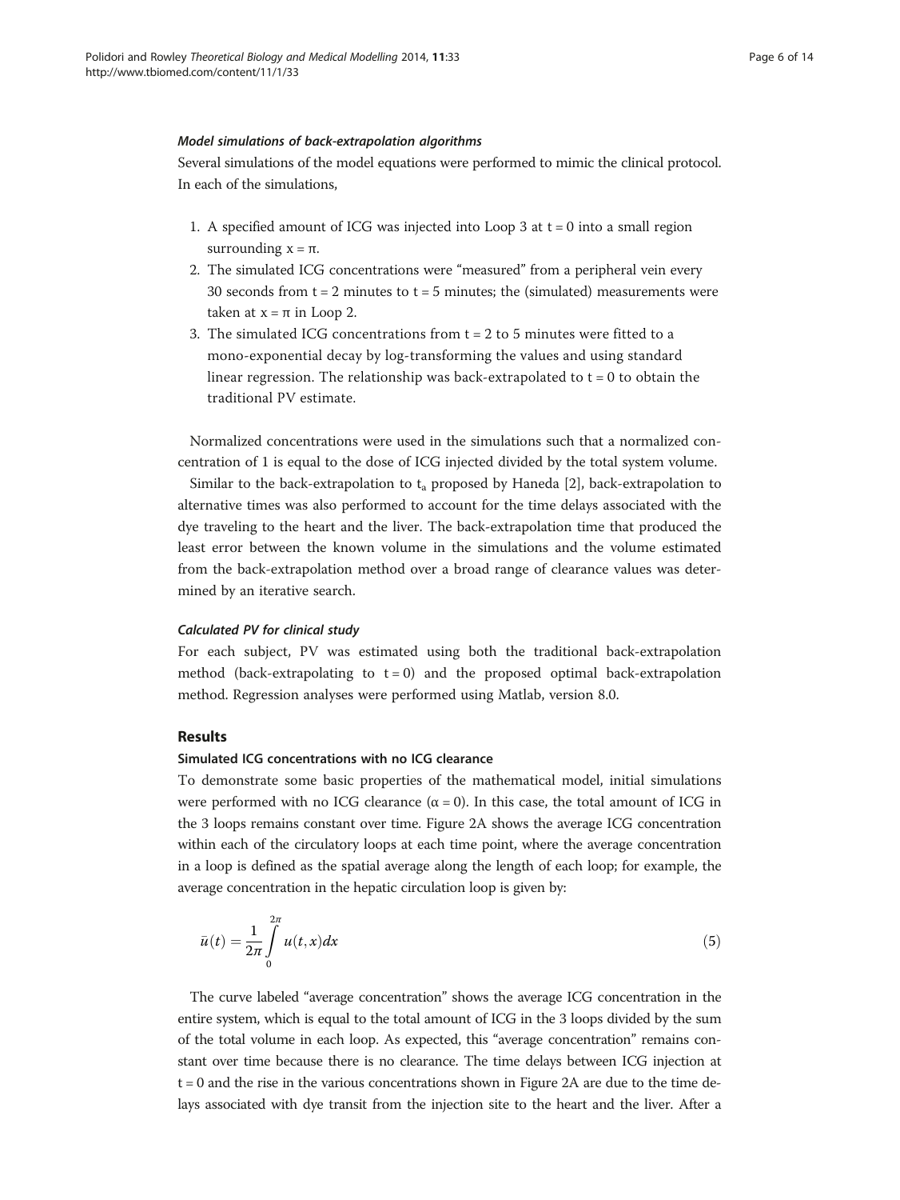### *Model simulations of back-extrapolation algorithms*

Several simulations of the model equations were performed to mimic the clinical protocol. In each of the simulations,

1. A specified amount of ICG was injected into Loop 3 at $t = 0$ into a small region surrounding $x = \pi$.
2. The simulated ICG concentrations were "measured" from a peripheral vein every 30 seconds from $t = 2$ minutes to $t = 5$ minutes; the (simulated) measurements were taken at $x = \pi$ in Loop 2.
3. The simulated ICG concentrations from $t = 2$ to 5 minutes were fitted to a mono-exponential decay by log-transforming the values and using standard linear regression. The relationship was back-extrapolated to $t = 0$ to obtain the traditional PV estimate.

Normalized concentrations were used in the simulations such that a normalized concentration of 1 is equal to the dose of ICG injected divided by the total system volume.

Similar to the back-extrapolation to $t_a$ proposed by Haneda [2], back-extrapolation to alternative times was also performed to account for the time delays associated with the dye traveling to the heart and the liver. The back-extrapolation time that produced the least error between the known volume in the simulations and the volume estimated from the back-extrapolation method over a broad range of clearance values was determined by an iterative search.

### *Calculated PV for clinical study*

For each subject, PV was estimated using both the traditional back-extrapolation method (back-extrapolating to $t = 0$) and the proposed optimal back-extrapolation method. Regression analyses were performed using Matlab, version 8.0.

## Results

### Simulated ICG concentrations with no ICG clearance

To demonstrate some basic properties of the mathematical model, initial simulations were performed with no ICG clearance ($\alpha = 0$). In this case, the total amount of ICG in the 3 loops remains constant over time. Figure 2A shows the average ICG concentration within each of the circulatory loops at each time point, where the average concentration in a loop is defined as the spatial average along the length of each loop; for example, the average concentration in the hepatic circulation loop is given by:

$$\bar{u}(t) = \frac{1}{2\pi} \int_{0}^{2\pi} u(t, x) dx \tag{5}$$

The curve labeled "average concentration" shows the average ICG concentration in the entire system, which is equal to the total amount of ICG in the 3 loops divided by the sum of the total volume in each loop. As expected, this "average concentration" remains constant over time because there is no clearance. The time delays between ICG injection at $t = 0$ and the rise in the various concentrations shown in Figure 2A are due to the time delays associated with dye transit from the injection site to the heart and the liver. After a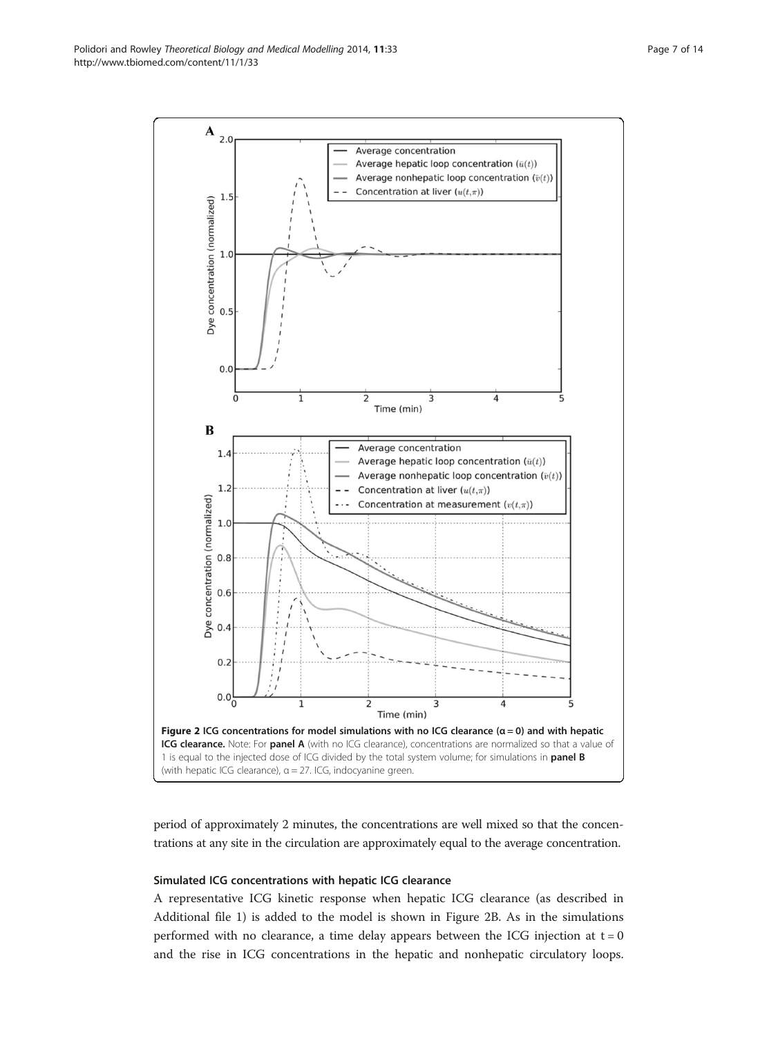**Figure 2 ICG concentrations for model simulations with no ICG clearance (α = 0) and with hepatic ICG clearance.** Note: For **panel A** (with no ICG clearance), concentrations are normalized so that a value of 1 is equal to the injected dose of ICG divided by the total system volume; for simulations in **panel B** (with hepatic ICG clearance), α = 27. ICG, indocyanine green.

period of approximately 2 minutes, the concentrations are well mixed so that the concentrations at any site in the circulation are approximately equal to the average concentration.

### Simulated ICG concentrations with hepatic ICG clearance

A representative ICG kinetic response when hepatic ICG clearance (as described in Additional file 1) is added to the model is shown in Figure 2B. As in the simulations performed with no clearance, a time delay appears between the ICG injection at $t = 0$ and the rise in ICG concentrations in the hepatic and nonhepatic circulatory loops.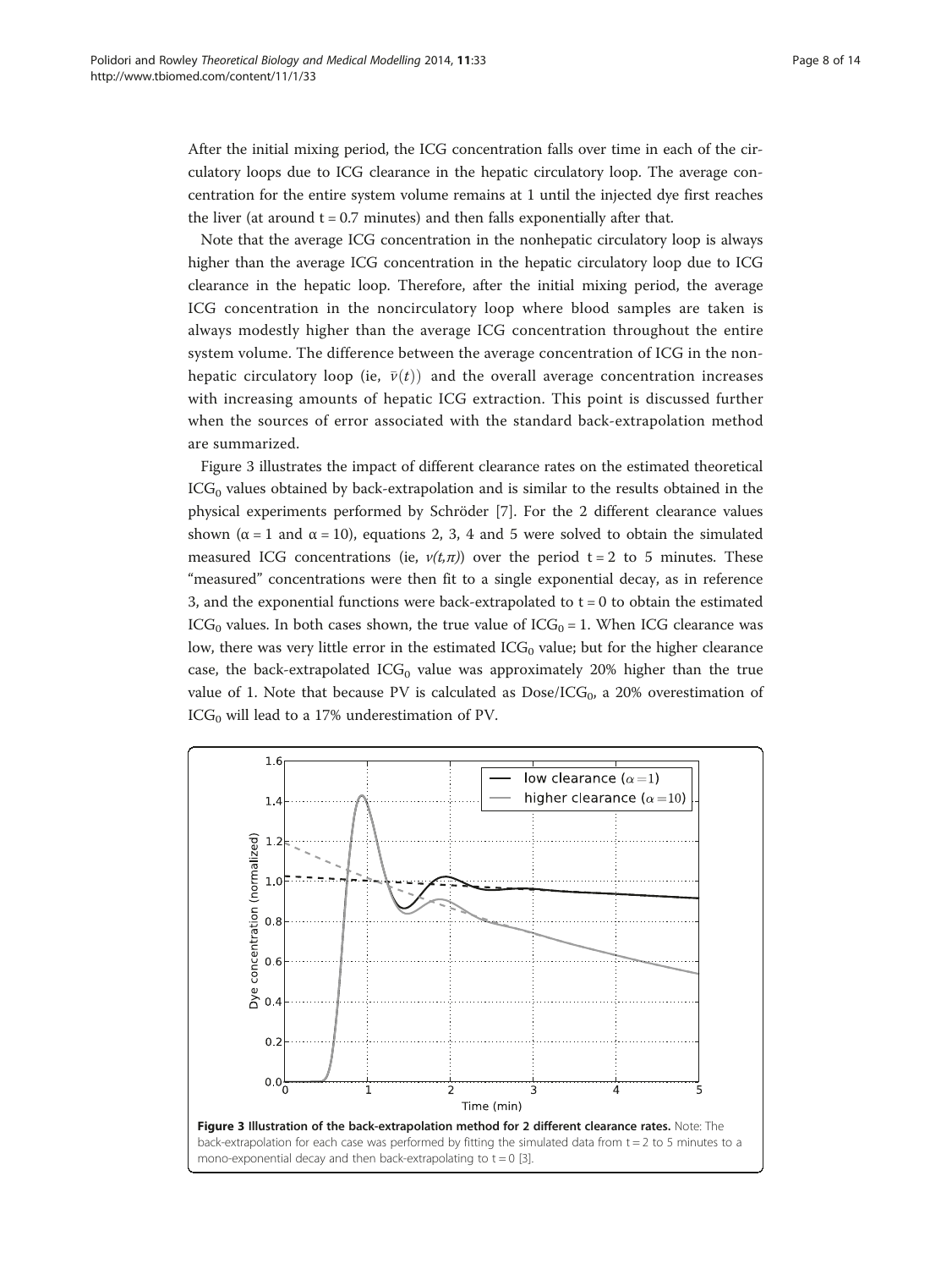After the initial mixing period, the ICG concentration falls over time in each of the circulatory loops due to ICG clearance in the hepatic circulatory loop. The average concentration for the entire system volume remains at 1 until the injected dye first reaches the liver (at around t = 0.7 minutes) and then falls exponentially after that.

Note that the average ICG concentration in the nonhepatic circulatory loop is always higher than the average ICG concentration in the hepatic circulatory loop due to ICG clearance in the hepatic loop. Therefore, after the initial mixing period, the average ICG concentration in the noncirculatory loop where blood samples are taken is always modestly higher than the average ICG concentration throughout the entire system volume. The difference between the average concentration of ICG in the nonhepatic circulatory loop (ie, $\bar{v}(t)$) and the overall average concentration increases with increasing amounts of hepatic ICG extraction. This point is discussed further when the sources of error associated with the standard back-extrapolation method are summarized.

Figure 3 illustrates the impact of different clearance rates on the estimated theoretical $ICG_0$ values obtained by back-extrapolation and is similar to the results obtained in the physical experiments performed by Schröder [7]. For the 2 different clearance values shown ($\alpha = 1$ and $\alpha = 10$), equations 2, 3, 4 and 5 were solved to obtain the simulated measured ICG concentrations (ie, $v(t,\pi)$) over the period t = 2 to 5 minutes. These "measured" concentrations were then fit to a single exponential decay, as in reference 3, and the exponential functions were back-extrapolated to t = 0 to obtain the estimated $ICG_0$ values. In both cases shown, the true value of $ICG_0 = 1$. When ICG clearance was low, there was very little error in the estimated $ICG_0$ value; but for the higher clearance case, the back-extrapolated $ICG_0$ value was approximately 20% higher than the true value of 1. Note that because PV is calculated as Dose/$ICG_0$, a 20% overestimation of $ICG_0$ will lead to a 17% underestimation of PV.

**Figure 3 Illustration of the back-extrapolation method for 2 different clearance rates.** Note: The back-extrapolation for each case was performed by fitting the simulated data from t = 2 to 5 minutes to a mono-exponential decay and then back-extrapolating to t = 0 [3].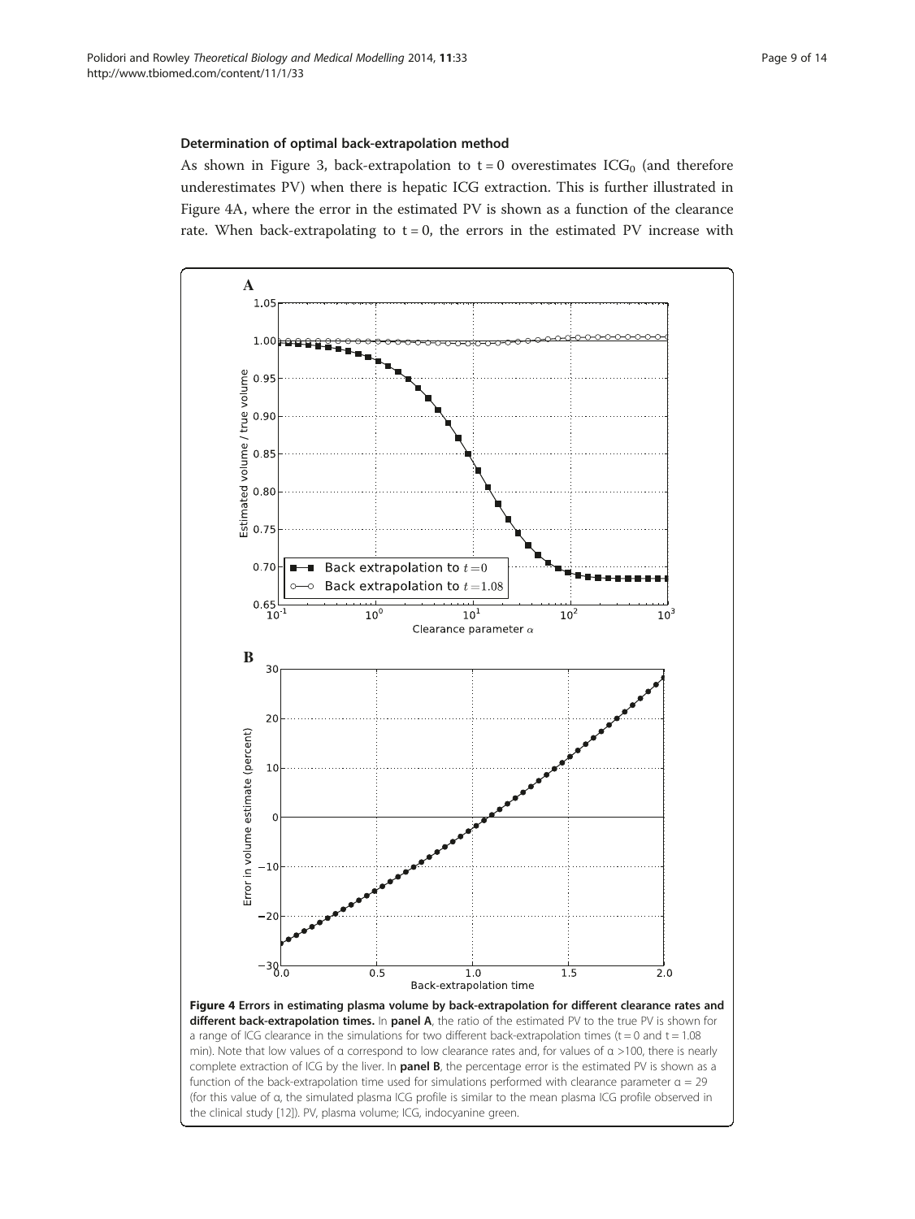### Determination of optimal back-extrapolation method

As shown in Figure 3, back-extrapolation to t = 0 overestimates $ICG_0$ (and therefore underestimates PV) when there is hepatic ICG extraction. This is further illustrated in Figure 4A, where the error in the estimated PV is shown as a function of the clearance rate. When back-extrapolating to t = 0, the errors in the estimated PV increase with

**Figure 4 Errors in estimating plasma volume by back-extrapolation for different clearance rates and different back-extrapolation times.** In **panel A**, the ratio of the estimated PV to the true PV is shown for a range of ICG clearance in the simulations for two different back-extrapolation times (t = 0 and t = 1.08 min). Note that low values of α correspond to low clearance rates and, for values of α >100, there is nearly complete extraction of ICG by the liver. In **panel B**, the percentage error is the estimated PV is shown as a function of the back-extrapolation time used for simulations performed with clearance parameter α = 29 (for this value of α, the simulated plasma ICG profile is similar to the mean plasma ICG profile observed in the clinical study [12]). PV, plasma volume; ICG, indocyanine green.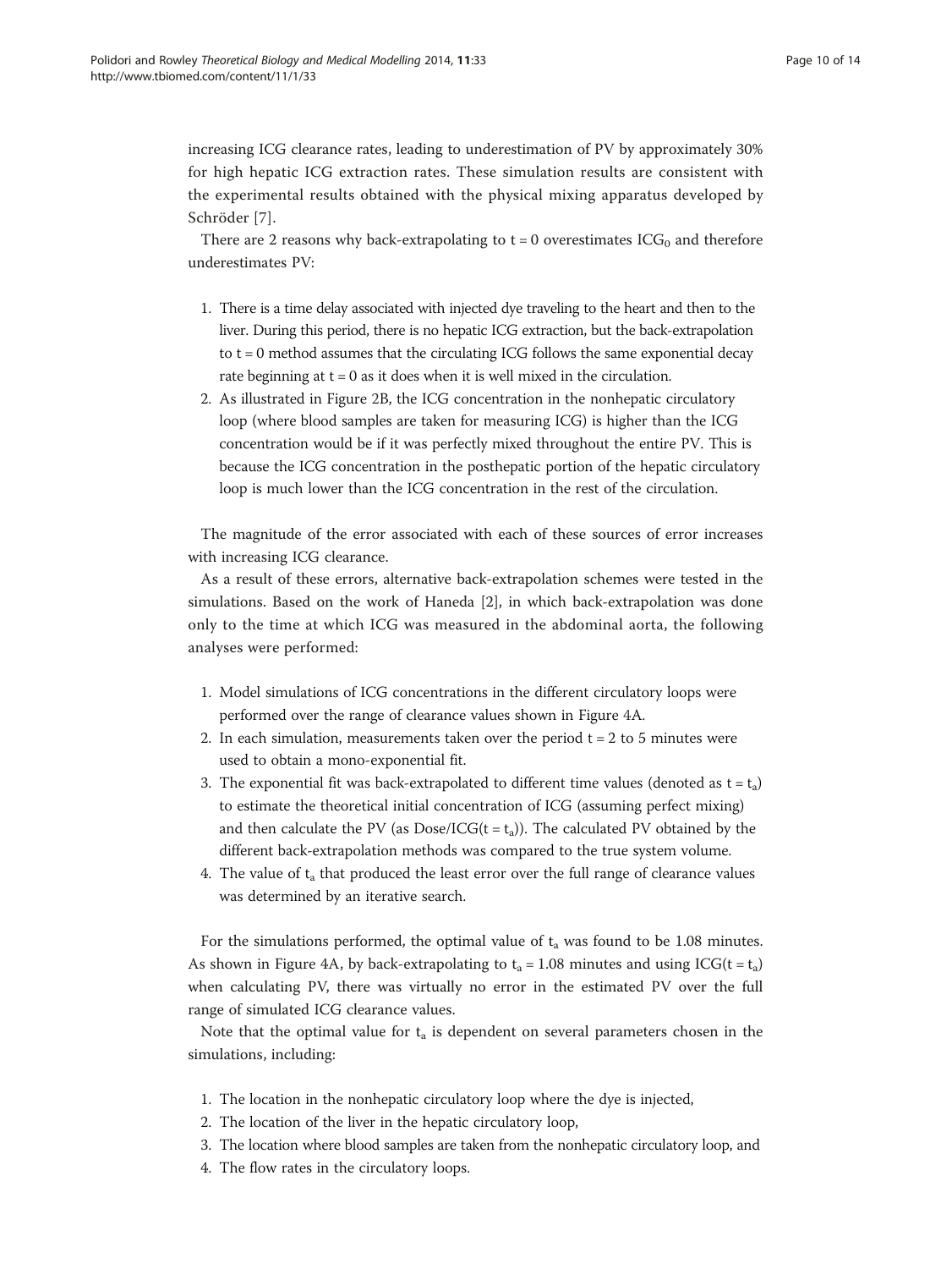increasing ICG clearance rates, leading to underestimation of PV by approximately 30% for high hepatic ICG extraction rates. These simulation results are consistent with the experimental results obtained with the physical mixing apparatus developed by Schröder [7].

There are 2 reasons why back-extrapolating to $t = 0$ overestimates $ICG_0$ and therefore underestimates PV:

1. There is a time delay associated with injected dye traveling to the heart and then to the liver. During this period, there is no hepatic ICG extraction, but the back-extrapolation to $t = 0$ method assumes that the circulating ICG follows the same exponential decay rate beginning at $t = 0$ as it does when it is well mixed in the circulation.
2. As illustrated in Figure 2B, the ICG concentration in the nonhepatic circulatory loop (where blood samples are taken for measuring ICG) is higher than the ICG concentration would be if it was perfectly mixed throughout the entire PV. This is because the ICG concentration in the posthepatic portion of the hepatic circulatory loop is much lower than the ICG concentration in the rest of the circulation.

The magnitude of the error associated with each of these sources of error increases with increasing ICG clearance.

As a result of these errors, alternative back-extrapolation schemes were tested in the simulations. Based on the work of Haneda [2], in which back-extrapolation was done only to the time at which ICG was measured in the abdominal aorta, the following analyses were performed:

1. Model simulations of ICG concentrations in the different circulatory loops were performed over the range of clearance values shown in Figure 4A.
2. In each simulation, measurements taken over the period $t = 2$ to 5 minutes were used to obtain a mono-exponential fit.
3. The exponential fit was back-extrapolated to different time values (denoted as $t = t_a$) to estimate the theoretical initial concentration of ICG (assuming perfect mixing) and then calculate the PV (as $\text{Dose}/\text{ICG}(t = t_a)$). The calculated PV obtained by the different back-extrapolation methods was compared to the true system volume.
4. The value of $t_a$ that produced the least error over the full range of clearance values was determined by an iterative search.

For the simulations performed, the optimal value of $t_a$ was found to be 1.08 minutes. As shown in Figure 4A, by back-extrapolating to $t_a = 1.08$ minutes and using $\text{ICG}(t = t_a)$ when calculating PV, there was virtually no error in the estimated PV over the full range of simulated ICG clearance values.

Note that the optimal value for $t_a$ is dependent on several parameters chosen in the simulations, including:

1. The location in the nonhepatic circulatory loop where the dye is injected,
2. The location of the liver in the hepatic circulatory loop,
3. The location where blood samples are taken from the nonhepatic circulatory loop, and
4. The flow rates in the circulatory loops.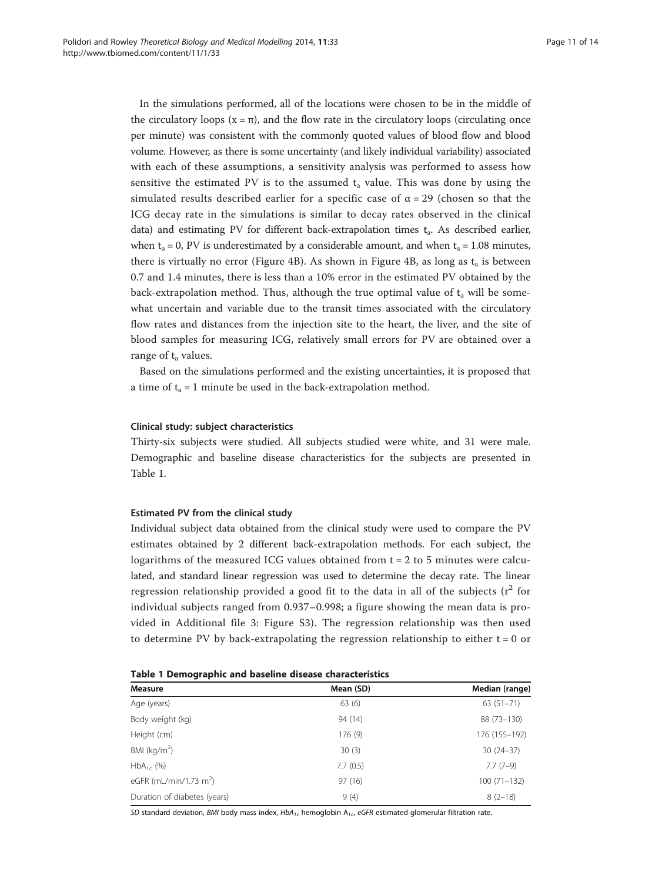In the simulations performed, all of the locations were chosen to be in the middle of the circulatory loops ($x = \pi$), and the flow rate in the circulatory loops (circulating once per minute) was consistent with the commonly quoted values of blood flow and blood volume. However, as there is some uncertainty (and likely individual variability) associated with each of these assumptions, a sensitivity analysis was performed to assess how sensitive the estimated PV is to the assumed $t_a$ value. This was done by using the simulated results described earlier for a specific case of $\alpha = 29$ (chosen so that the ICG decay rate in the simulations is similar to decay rates observed in the clinical data) and estimating PV for different back-extrapolation times $t_a$. As described earlier, when $t_a = 0$, PV is underestimated by a considerable amount, and when $t_a = 1.08$ minutes, there is virtually no error (Figure 4B). As shown in Figure 4B, as long as $t_a$ is between 0.7 and 1.4 minutes, there is less than a 10% error in the estimated PV obtained by the back-extrapolation method. Thus, although the true optimal value of $t_a$ will be somewhat uncertain and variable due to the transit times associated with the circulatory flow rates and distances from the injection site to the heart, the liver, and the site of blood samples for measuring ICG, relatively small errors for PV are obtained over a range of $t_a$ values.

Based on the simulations performed and the existing uncertainties, it is proposed that a time of $t_a = 1$ minute be used in the back-extrapolation method.

#### Clinical study: subject characteristics

Thirty-six subjects were studied. All subjects studied were white, and 31 were male. Demographic and baseline disease characteristics for the subjects are presented in Table 1.

#### Estimated PV from the clinical study

Individual subject data obtained from the clinical study were used to compare the PV estimates obtained by 2 different back-extrapolation methods. For each subject, the logarithms of the measured ICG values obtained from $t = 2$ to 5 minutes were calculated, and standard linear regression was used to determine the decay rate. The linear regression relationship provided a good fit to the data in all of the subjects ($r^2$ for individual subjects ranged from 0.937–0.998; a figure showing the mean data is provided in Additional file 3: Figure S3). The regression relationship was then used to determine PV by back-extrapolating the regression relationship to either $t = 0$ or

**Table 1 Demographic and baseline disease characteristics**

| Measure | Mean (SD) | Median (range) |
|---|---|---|
| Age (years) | 63 (6) | 63 (51–71) |
| Body weight (kg) | 94 (14) | 88 (73–130) |
| Height (cm) | 176 (9) | 176 (155–192) |
| BMI (kg/m$^2$) | 30 (3) | 30 (24–37) |
| $HbA_{1c}$ (%) | 7.7 (0.5) | 7.7 (7–9) |
| eGFR (mL/min/1.73 m$^2$) | 97 (16) | 100 (71–132) |
| Duration of diabetes (years) | 9 (4) | 8 (2–18) |

*SD* standard deviation, *BMI* body mass index, *$HbA_{1c}$* hemoglobin $A_{1c}$, *eGFR* estimated glomerular filtration rate.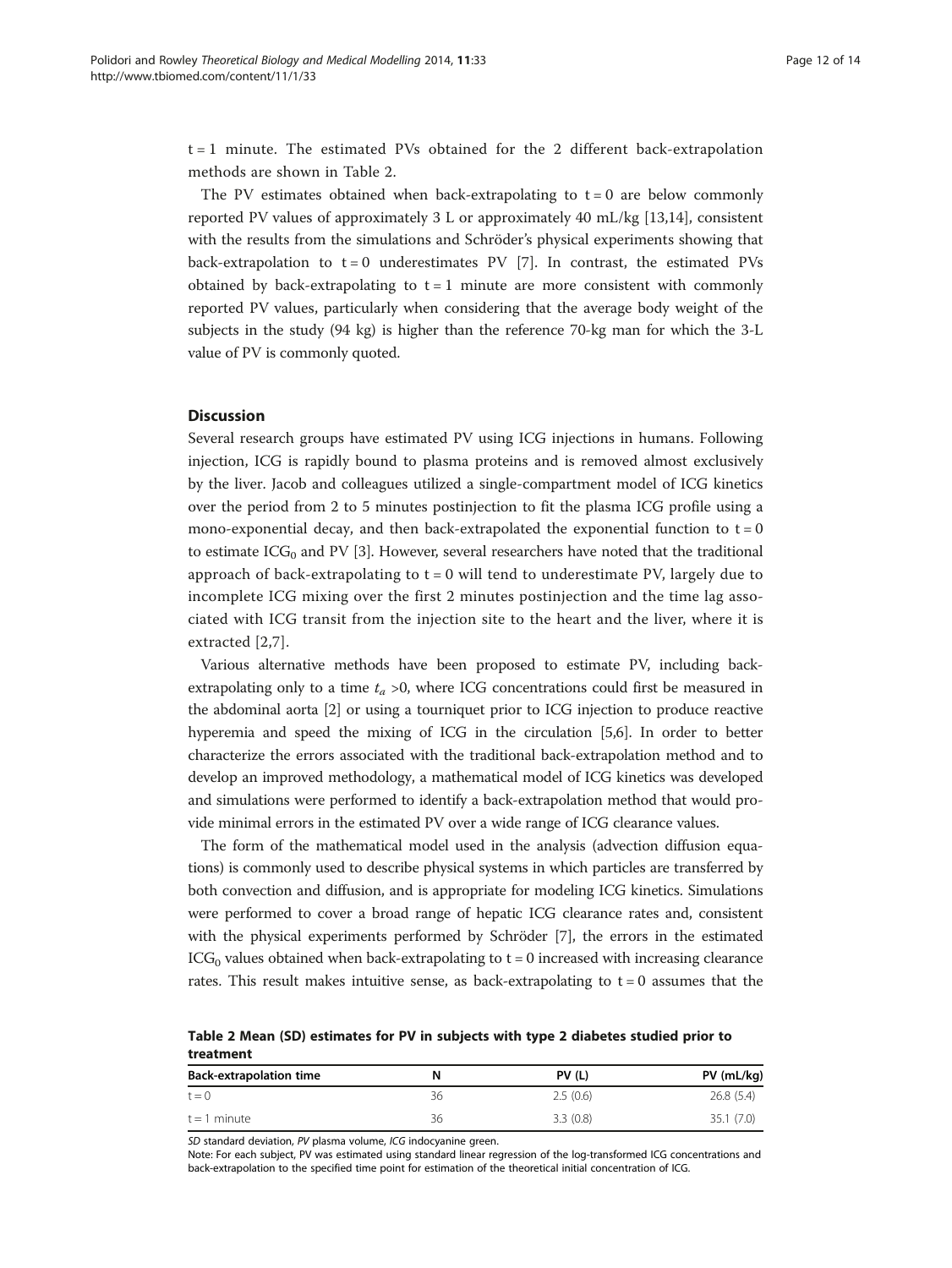t = 1 minute. The estimated PVs obtained for the 2 different back-extrapolation methods are shown in Table 2.

The PV estimates obtained when back-extrapolating to t = 0 are below commonly reported PV values of approximately 3 L or approximately 40 mL/kg [13,14], consistent with the results from the simulations and Schröder's physical experiments showing that back-extrapolation to t = 0 underestimates PV [7]. In contrast, the estimated PVs obtained by back-extrapolating to t = 1 minute are more consistent with commonly reported PV values, particularly when considering that the average body weight of the subjects in the study (94 kg) is higher than the reference 70-kg man for which the 3-L value of PV is commonly quoted.

## Discussion

Several research groups have estimated PV using ICG injections in humans. Following injection, ICG is rapidly bound to plasma proteins and is removed almost exclusively by the liver. Jacob and colleagues utilized a single-compartment model of ICG kinetics over the period from 2 to 5 minutes postinjection to fit the plasma ICG profile using a mono-exponential decay, and then back-extrapolated the exponential function to t = 0 to estimate $ICG_0$ and PV [3]. However, several researchers have noted that the traditional approach of back-extrapolating to t = 0 will tend to underestimate PV, largely due to incomplete ICG mixing over the first 2 minutes postinjection and the time lag associated with ICG transit from the injection site to the heart and the liver, where it is extracted [2,7].

Various alternative methods have been proposed to estimate PV, including back-extrapolating only to a time $t_a > 0$, where ICG concentrations could first be measured in the abdominal aorta [2] or using a tourniquet prior to ICG injection to produce reactive hyperemia and speed the mixing of ICG in the circulation [5,6]. In order to better characterize the errors associated with the traditional back-extrapolation method and to develop an improved methodology, a mathematical model of ICG kinetics was developed and simulations were performed to identify a back-extrapolation method that would provide minimal errors in the estimated PV over a wide range of ICG clearance values.

The form of the mathematical model used in the analysis (advection diffusion equations) is commonly used to describe physical systems in which particles are transferred by both convection and diffusion, and is appropriate for modeling ICG kinetics. Simulations were performed to cover a broad range of hepatic ICG clearance rates and, consistent with the physical experiments performed by Schröder [7], the errors in the estimated $ICG_0$ values obtained when back-extrapolating to t = 0 increased with increasing clearance rates. This result makes intuitive sense, as back-extrapolating to t = 0 assumes that the

**Table 2 Mean (SD) estimates for PV in subjects with type 2 diabetes studied prior to treatment**

| Back-extrapolation time | N | PV (L) | PV (mL/kg) |
|---|---|---|---|
| t = 0 | 36 | 2.5 (0.6) | 26.8 (5.4) |
| t = 1 minute | 36 | 3.3 (0.8) | 35.1 (7.0) |

*SD* standard deviation, *PV* plasma volume, *ICG* indocyanine green.

Note: For each subject, PV was estimated using standard linear regression of the log-transformed ICG concentrations and back-extrapolation to the specified time point for estimation of the theoretical initial concentration of ICG.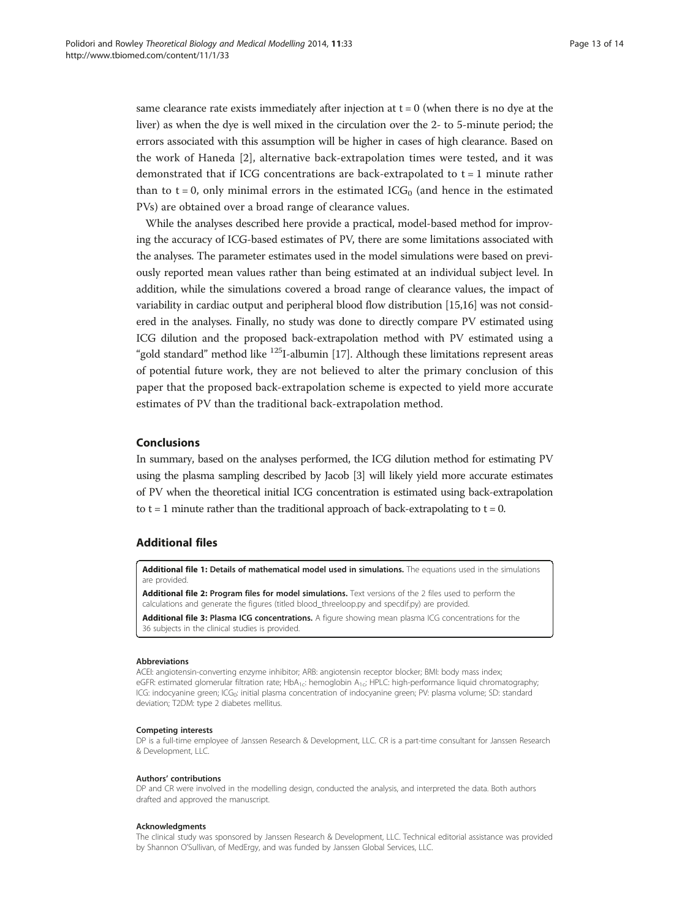same clearance rate exists immediately after injection at t = 0 (when there is no dye at the liver) as when the dye is well mixed in the circulation over the 2- to 5-minute period; the errors associated with this assumption will be higher in cases of high clearance. Based on the work of Haneda [2], alternative back-extrapolation times were tested, and it was demonstrated that if ICG concentrations are back-extrapolated to t = 1 minute rather than to t = 0, only minimal errors in the estimated $ICG_0$ (and hence in the estimated PVs) are obtained over a broad range of clearance values.

While the analyses described here provide a practical, model-based method for improving the accuracy of ICG-based estimates of PV, there are some limitations associated with the analyses. The parameter estimates used in the model simulations were based on previously reported mean values rather than being estimated at an individual subject level. In addition, while the simulations covered a broad range of clearance values, the impact of variability in cardiac output and peripheral blood flow distribution [15,16] was not considered in the analyses. Finally, no study was done to directly compare PV estimated using ICG dilution and the proposed back-extrapolation method with PV estimated using a "gold standard" method like $^{125}$I-albumin [17]. Although these limitations represent areas of potential future work, they are not believed to alter the primary conclusion of this paper that the proposed back-extrapolation scheme is expected to yield more accurate estimates of PV than the traditional back-extrapolation method.

## Conclusions

In summary, based on the analyses performed, the ICG dilution method for estimating PV using the plasma sampling described by Jacob [3] will likely yield more accurate estimates of PV when the theoretical initial ICG concentration is estimated using back-extrapolation to t = 1 minute rather than the traditional approach of back-extrapolating to t = 0.

## Additional files

**Additional file 1: Details of mathematical model used in simulations.** The equations used in the simulations are provided.

**Additional file 2: Program files for model simulations.** Text versions of the 2 files used to perform the calculations and generate the figures (titled blood_threeloop.py and specdif.py) are provided.

**Additional file 3: Plasma ICG concentrations.** A figure showing mean plasma ICG concentrations for the 36 subjects in the clinical studies is provided.

#### Abbreviations

ACEI: angiotensin-converting enzyme inhibitor; ARB: angiotensin receptor blocker; BMI: body mass index; eGFR: estimated glomerular filtration rate; $HbA_{1c}$: hemoglobin $A_{1c}$; HPLC: high-performance liquid chromatography; ICG: indocyanine green; $ICG_0$: initial plasma concentration of indocyanine green; PV: plasma volume; SD: standard deviation; T2DM: type 2 diabetes mellitus.

#### Competing interests

DP is a full-time employee of Janssen Research & Development, LLC. CR is a part-time consultant for Janssen Research & Development, LLC.

#### Authors' contributions

DP and CR were involved in the modelling design, conducted the analysis, and interpreted the data. Both authors drafted and approved the manuscript.

#### Acknowledgments

The clinical study was sponsored by Janssen Research & Development, LLC. Technical editorial assistance was provided by Shannon O'Sullivan, of MedErgy, and was funded by Janssen Global Services, LLC.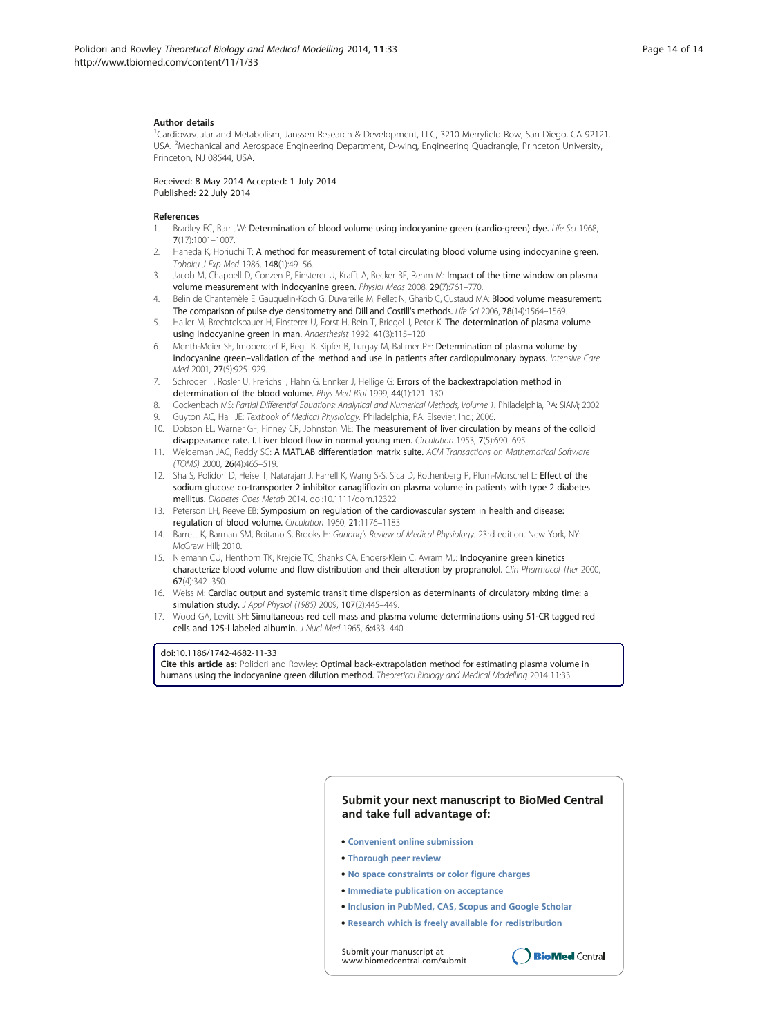### Author details

[1]Cardiovascular and Metabolism, Janssen Research & Development, LLC, 3210 Merryfield Row, San Diego, CA 92121, USA. [2]Mechanical and Aerospace Engineering Department, D-wing, Engineering Quadrangle, Princeton University, Princeton, NJ 08544, USA.

Received: 8 May 2014 Accepted: 1 July 2014
Published: 22 July 2014

### References

1. Bradley EC, Barr JW: **Determination of blood volume using indocyanine green (cardio-green) dye.** *Life Sci* 1968, **7**(17):1001–1007.
2. Haneda K, Horiuchi T: **A method for measurement of total circulating blood volume using indocyanine green.** *Tohoku J Exp Med* 1986, **148**(1):49–56.
3. Jacob M, Chappell D, Conzen P, Finsterer U, Krafft A, Becker BF, Rehm M: **Impact of the time window on plasma volume measurement with indocyanine green.** *Physiol Meas* 2008, **29**(7):761–770.
4. Belin de Chantemèle E, Gauquelin-Koch G, Duvareille M, Pellet N, Gharib C, Custaud MA: **Blood volume measurement: The comparison of pulse dye densitometry and Dill and Costill's methods.** *Life Sci* 2006, **78**(14):1564–1569.
5. Haller M, Brechtelsbauer H, Finsterer U, Forst H, Bein T, Briegel J, Peter K: **The determination of plasma volume using indocyanine green in man.** *Anaesthesist* 1992, **41**(3):115–120.
6. Menth-Meier SE, Imoberdorf R, Regli B, Kipfer B, Turgay M, Ballmer PE: **Determination of plasma volume by indocyanine green–validation of the method and use in patients after cardiopulmonary bypass.** *Intensive Care Med* 2001, **27**(5):925–929.
7. Schroder T, Rosler U, Frerichs I, Hahn G, Ennker J, Hellige G: **Errors of the backextrapolation method in determination of the blood volume.** *Phys Med Biol* 1999, **44**(1):121–130.
8. Gockenbach MS: *Partial Differential Equations: Analytical and Numerical Methods, Volume 1.* Philadelphia, PA: SIAM; 2002.
9. Guyton AC, Hall JE: *Textbook of Medical Physiology.* Philadelphia, PA: Elsevier, Inc.; 2006.
10. Dobson EL, Warner GF, Finney CR, Johnston ME: **The measurement of liver circulation by means of the colloid disappearance rate. I. Liver blood flow in normal young men.** *Circulation* 1953, **7**(5):690–695.
11. Weideman JAC, Reddy SC: **A MATLAB differentiation matrix suite.** *ACM Transactions on Mathematical Software (TOMS)* 2000, **26**(4):465–519.
12. Sha S, Polidori D, Heise T, Natarajan J, Farrell K, Wang S-S, Sica D, Rothenberg P, Plum-Morschel L: **Effect of the sodium glucose co-transporter 2 inhibitor canagliflozin on plasma volume in patients with type 2 diabetes mellitus.** *Diabetes Obes Metab* 2014. doi:10.1111/dom.12322.
13. Peterson LH, Reeve EB: **Symposium on regulation of the cardiovascular system in health and disease: regulation of blood volume.** *Circulation* 1960, **21**:1176–1183.
14. Barrett K, Barman SM, Boitano S, Brooks H: *Ganong's Review of Medical Physiology.* 23rd edition. New York, NY: McGraw Hill; 2010.
15. Niemann CU, Henthorn TK, Krejcie TC, Shanks CA, Enders-Klein C, Avram MJ: **Indocyanine green kinetics characterize blood volume and flow distribution and their alteration by propranolol.** *Clin Pharmacol Ther* 2000, **67**(4):342–350.
16. Weiss M: **Cardiac output and systemic transit time dispersion as determinants of circulatory mixing time: a simulation study.** *J Appl Physiol (1985)* 2009, **107**(2):445–449.
17. Wood GA, Levitt SH: **Simultaneous red cell mass and plasma volume determinations using 51-CR tagged red cells and 125-I labeled albumin.** *J Nucl Med* 1965, **6**:433–440.

doi:10.1186/1742-4682-11-33
**Cite this article as:** Polidori and Rowley: Optimal back-extrapolation method for estimating plasma volume in humans using the indocyanine green dilution method. *Theoretical Biology and Medical Modelling* 2014 **11**:33.

**Submit your next manuscript to BioMed Central and take full advantage of:**

- **Convenient online submission**
- **Thorough peer review**
- **No space constraints or color figure charges**
- **Immediate publication on acceptance**
- **Inclusion in PubMed, CAS, Scopus and Google Scholar**
- **Research which is freely available for redistribution**

Submit your manuscript at
www.biomedcentral.com/submit

BioMed Central